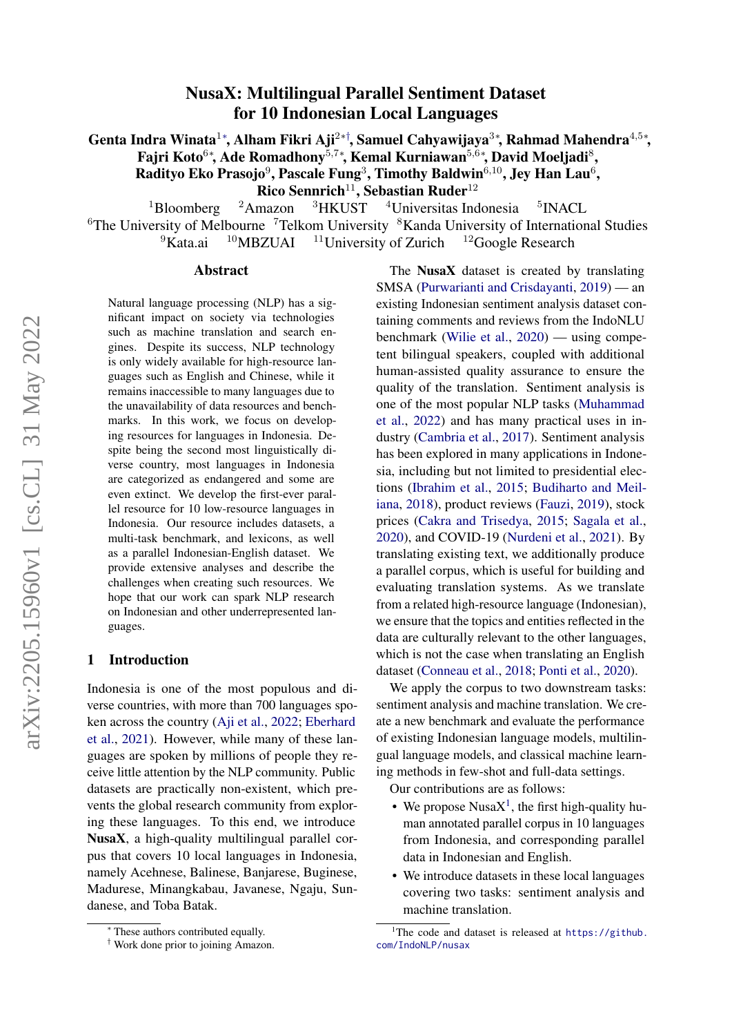# NusaX: Multilingual Parallel Sentiment Dataset for 10 Indonesian Local Languages

**Genta Indra Winata**[1*], **Alham Fikri Aji**[2*†], **Samuel Cahyawijaya**[3*], **Rahmad Mahendra**[4,5*], **Fajri Koto**[6*], **Ade Romadhony**[5,7*], **Kemal Kurniawan**[5,6*], **David Moeljadi**[8], **Radityo Eko Prasojo**[9], **Pascale Fung**[3], **Timothy Baldwin**[6,10], **Jey Han Lau**[6], **Rico Sennrich**[11], **Sebastian Ruder**[12]

[1]Bloomberg [2]Amazon [3]HKUST [4]Universitas Indonesia [5]INACL
[6]The University of Melbourne [7]Telkom University [8]Kanda University of International Studies
[9]Kata.ai [10]MBZUAI [11]University of Zurich [12]Google Research

## Abstract

Natural language processing (NLP) has a significant impact on society via technologies such as machine translation and search engines. Despite its success, NLP technology is only widely available for high-resource languages such as English and Chinese, while it remains inaccessible to many languages due to the unavailability of data resources and benchmarks. In this work, we focus on developing resources for languages in Indonesia. Despite being the second most linguistically diverse country, most languages in Indonesia are categorized as endangered and some are even extinct. We develop the first-ever parallel resource for 10 low-resource languages in Indonesia. Our resource includes datasets, a multi-task benchmark, and lexicons, as well as a parallel Indonesian-English dataset. We provide extensive analyses and describe the challenges when creating such resources. We hope that our work can spark NLP research on Indonesian and other underrepresented languages.

## 1 Introduction

Indonesia is one of the most populous and diverse countries, with more than 700 languages spoken across the country (Aji et al., 2022; Eberhard et al., 2021). However, while many of these languages are spoken by millions of people they receive little attention by the NLP community. Public datasets are practically non-existent, which prevents the global research community from exploring these languages. To this end, we introduce **NusaX**, a high-quality multilingual parallel corpus that covers 10 local languages in Indonesia, namely Acehnese, Balinese, Banjarese, Buginese, Madurese, Minangkabau, Javanese, Ngaju, Sundanese, and Toba Batak.

The **NusaX** dataset is created by translating SMSA (Purwarianti and Crisdayanti, 2019) — an existing Indonesian sentiment analysis dataset containing comments and reviews from the IndoNLU benchmark (Wilie et al., 2020) — using competent bilingual speakers, coupled with additional human-assisted quality assurance to ensure the quality of the translation. Sentiment analysis is one of the most popular NLP tasks (Muhammad et al., 2022) and has many practical uses in industry (Cambria et al., 2017). Sentiment analysis has been explored in many applications in Indonesia, including but not limited to presidential elections (Ibrahim et al., 2015; Budiharto and Meiliana, 2018), product reviews (Fauzi, 2019), stock prices (Cakra and Trisedya, 2015; Sagala et al., 2020), and COVID-19 (Nurdeni et al., 2021). By translating existing text, we additionally produce a parallel corpus, which is useful for building and evaluating translation systems. As we translate from a related high-resource language (Indonesian), we ensure that the topics and entities reflected in the data are culturally relevant to the other languages, which is not the case when translating an English dataset (Conneau et al., 2018; Ponti et al., 2020).

We apply the corpus to two downstream tasks: sentiment analysis and machine translation. We create a new benchmark and evaluate the performance of existing Indonesian language models, multilingual language models, and classical machine learning methods in few-shot and full-data settings.

Our contributions are as follows:

- We propose NusaX[1], the first high-quality human annotated parallel corpus in 10 languages from Indonesia, and corresponding parallel data in Indonesian and English.
- We introduce datasets in these local languages covering two tasks: sentiment analysis and machine translation.

[*] These authors contributed equally.
[†] Work done prior to joining Amazon.

[1]The code and dataset is released at https://github.com/IndoNLP/nusax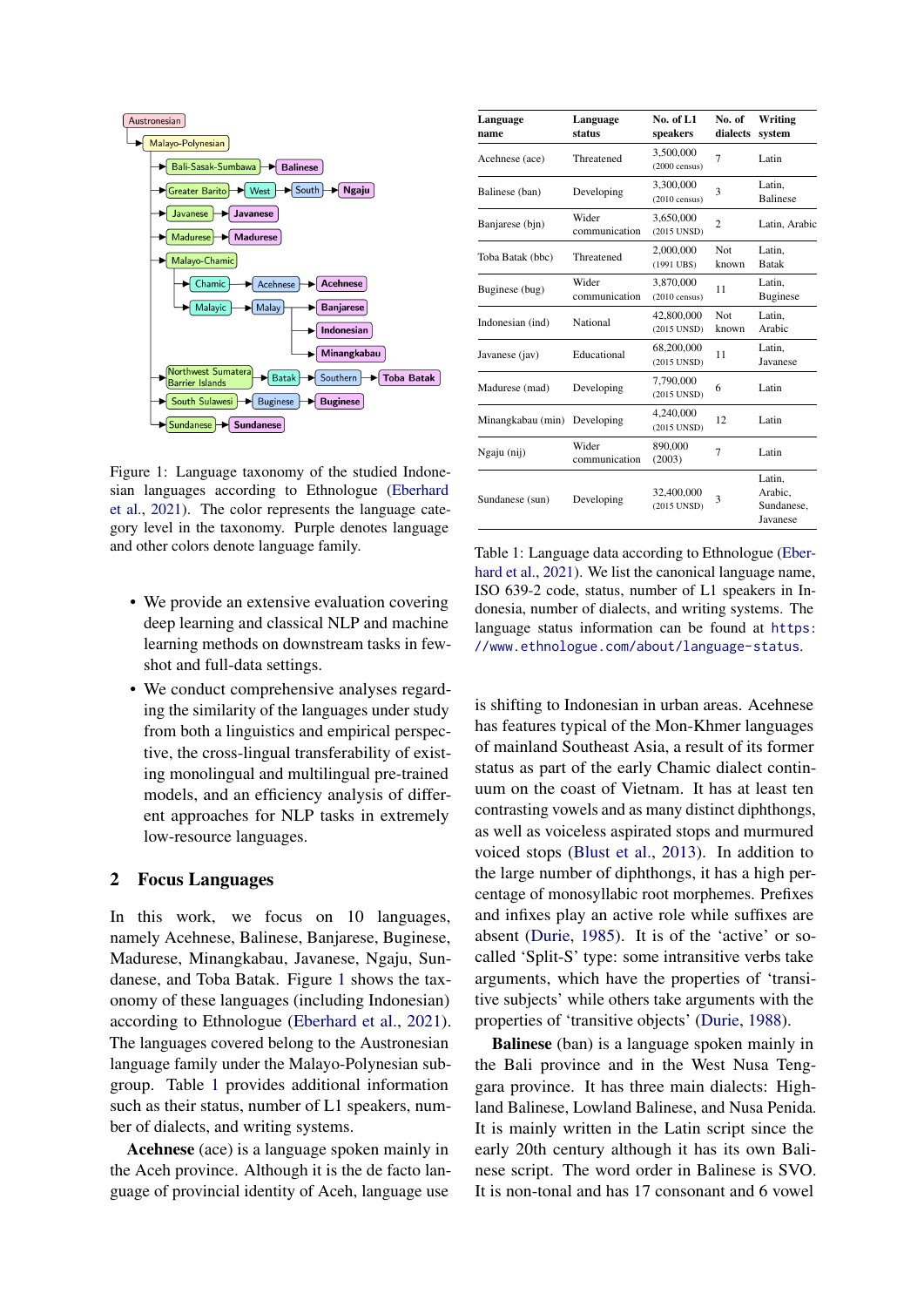Figure 1: Language taxonomy of the studied Indonesian languages according to Ethnologue (Eberhard et al., 2021). The color represents the language category level in the taxonomy. Purple denotes language and other colors denote language family.

- We provide an extensive evaluation covering deep learning and classical NLP and machine learning methods on downstream tasks in few-shot and full-data settings.
- We conduct comprehensive analyses regarding the similarity of the languages under study from both a linguistics and empirical perspective, the cross-lingual transferability of existing monolingual and multilingual pre-trained models, and an efficiency analysis of different approaches for NLP tasks in extremely low-resource languages.

## 2 Focus Languages

In this work, we focus on 10 languages, namely Acehnese, Balinese, Banjarese, Buginese, Madurese, Minangkabau, Javanese, Ngaju, Sundanese, and Toba Batak. Figure 1 shows the taxonomy of these languages (including Indonesian) according to Ethnologue (Eberhard et al., 2021). The languages covered belong to the Austronesian language family under the Malayo-Polynesian subgroup. Table 1 provides additional information such as their status, number of L1 speakers, number of dialects, and writing systems.

| Language name | Language status | No. of L1 speakers | No. of dialects | Writing system |
|---|---|---|---|---|
| Acehnese (ace) | Threatened | 3,500,000 (2000 census) | 7 | Latin |
| Balinese (ban) | Developing | 3,300,000 (2010 census) | 3 | Latin, Balinese |
| Banjarese (bjn) | Wider communication | 3,650,000 (2015 UNSD) | 2 | Latin, Arabic |
| Toba Batak (bbc) | Threatened | 2,000,000 (1991 UBS) | Not known | Latin, Batak |
| Buginese (bug) | Wider communication | 3,870,000 (2010 census) | 11 | Latin, Buginese |
| Indonesian (ind) | National | 42,800,000 (2015 UNSD) | Not known | Latin, Arabic |
| Javanese (jav) | Educational | 68,200,000 (2015 UNSD) | 11 | Latin, Javanese |
| Madurese (mad) | Developing | 7,790,000 (2015 UNSD) | 6 | Latin |
| Minangkabau (min) | Developing | 4,240,000 (2015 UNSD) | 12 | Latin |
| Ngaju (nij) | Wider communication | 890,000 (2003) | 7 | Latin |
| Sundanese (sun) | Developing | 32,400,000 (2015 UNSD) | 3 | Latin, Arabic, Sundanese, Javanese |

Table 1: Language data according to Ethnologue (Eberhard et al., 2021). We list the canonical language name, ISO 639-2 code, status, number of L1 speakers in Indonesia, number of dialects, and writing systems. The language status information can be found at https://www.ethnologue.com/about/language-status.

**Acehnese** (ace) is a language spoken mainly in the Aceh province. Although it is the de facto language of provincial identity of Aceh, language use is shifting to Indonesian in urban areas. Acehnese has features typical of the Mon-Khmer languages of mainland Southeast Asia, a result of its former status as part of the early Chamic dialect continuum on the coast of Vietnam. It has at least ten contrasting vowels and as many distinct diphthongs, as well as voiceless aspirated stops and murmured voiced stops (Blust et al., 2013). In addition to the large number of diphthongs, it has a high percentage of monosyllabic root morphemes. Prefixes and infixes play an active role while suffixes are absent (Durie, 1985). It is of the 'active' or so-called 'Split-S' type: some intransitive verbs take arguments, which have the properties of 'transitive subjects' while others take arguments with the properties of 'transitive objects' (Durie, 1988).

**Balinese** (ban) is a language spoken mainly in the Bali province and in the West Nusa Tenggara province. It has three main dialects: Highland Balinese, Lowland Balinese, and Nusa Penida. It is mainly written in the Latin script since the early 20th century although it has its own Balinese script. The word order in Balinese is SVO. It is non-tonal and has 17 consonant and 6 vowel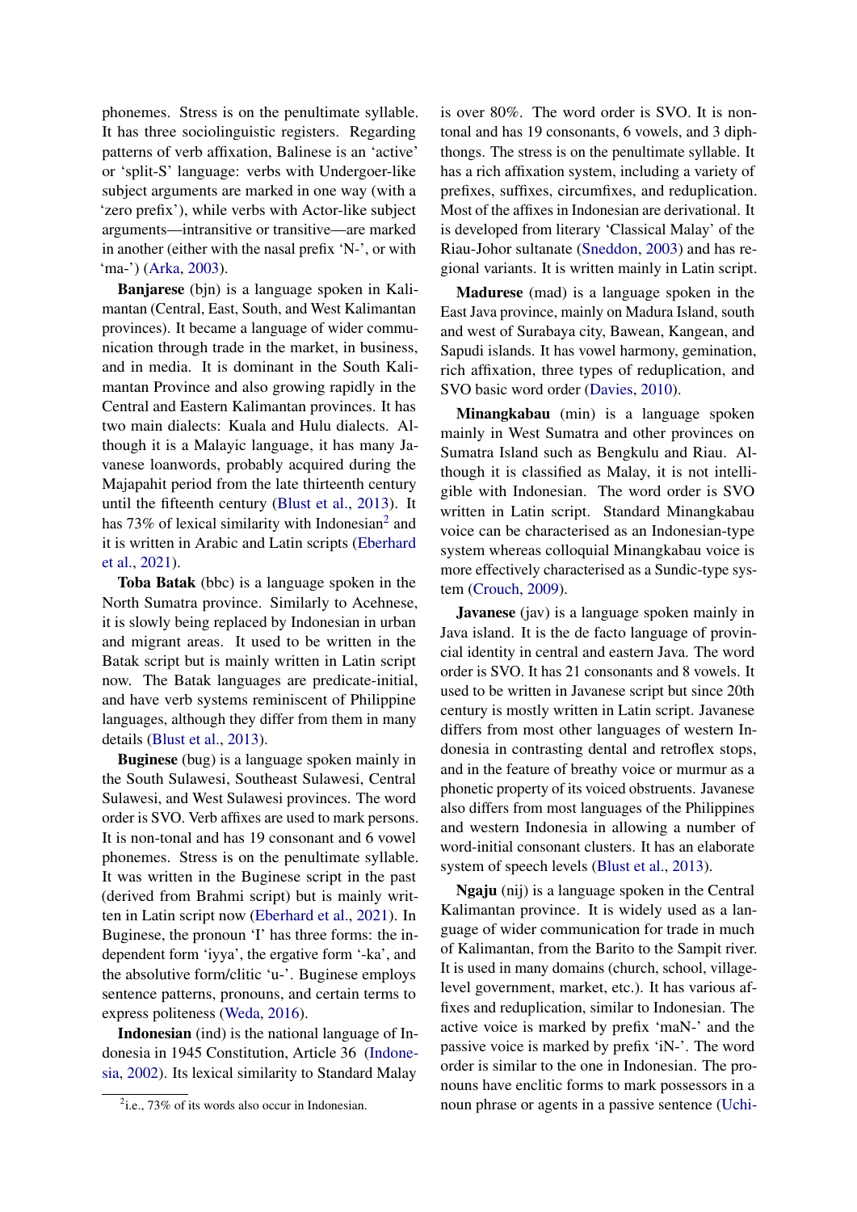phonemes. Stress is on the penultimate syllable. It has three sociolinguistic registers. Regarding patterns of verb affixation, Balinese is an 'active' or 'split-S' language: verbs with Undergoer-like subject arguments are marked in one way (with a 'zero prefix'), while verbs with Actor-like subject arguments—intransitive or transitive—are marked in another (either with the nasal prefix 'N-', or with 'ma-') (Arka, 2003).

**Banjarese** (bjn) is a language spoken in Kalimantan (Central, East, South, and West Kalimantan provinces). It became a language of wider communication through trade in the market, in business, and in media. It is dominant in the South Kalimantan Province and also growing rapidly in the Central and Eastern Kalimantan provinces. It has two main dialects: Kuala and Hulu dialects. Although it is a Malayic language, it has many Javanese loanwords, probably acquired during the Majapahit period from the late thirteenth century until the fifteenth century (Blust et al., 2013). It has 73% of lexical similarity with Indonesian[2] and it is written in Arabic and Latin scripts (Eberhard et al., 2021).

**Toba Batak** (bbc) is a language spoken in the North Sumatra province. Similarly to Acehnese, it is slowly being replaced by Indonesian in urban and migrant areas. It used to be written in the Batak script but is mainly written in Latin script now. The Batak languages are predicate-initial, and have verb systems reminiscent of Philippine languages, although they differ from them in many details (Blust et al., 2013).

**Buginese** (bug) is a language spoken mainly in the South Sulawesi, Southeast Sulawesi, Central Sulawesi, and West Sulawesi provinces. The word order is SVO. Verb affixes are used to mark persons. It is non-tonal and has 19 consonant and 6 vowel phonemes. Stress is on the penultimate syllable. It was written in the Buginese script in the past (derived from Brahmi script) but is mainly written in Latin script now (Eberhard et al., 2021). In Buginese, the pronoun 'I' has three forms: the independent form 'iyya', the ergative form '-ka', and the absolutive form/clitic 'u-'. Buginese employs sentence patterns, pronouns, and certain terms to express politeness (Weda, 2016).

**Indonesian** (ind) is the national language of Indonesia in 1945 Constitution, Article 36 (Indonesia, 2002). Its lexical similarity to Standard Malay is over 80%. The word order is SVO. It is non-tonal and has 19 consonants, 6 vowels, and 3 diphthongs. The stress is on the penultimate syllable. It has a rich affixation system, including a variety of prefixes, suffixes, circumfixes, and reduplication. Most of the affixes in Indonesian are derivational. It is developed from literary 'Classical Malay' of the Riau-Johor sultanate (Sneddon, 2003) and has regional variants. It is written mainly in Latin script.

**Madurese** (mad) is a language spoken in the East Java province, mainly on Madura Island, south and west of Surabaya city, Bawean, Kangean, and Sapudi islands. It has vowel harmony, gemination, rich affixation, three types of reduplication, and SVO basic word order (Davies, 2010).

**Minangkabau** (min) is a language spoken mainly in West Sumatra and other provinces on Sumatra Island such as Bengkulu and Riau. Although it is classified as Malay, it is not intelligible with Indonesian. The word order is SVO written in Latin script. Standard Minangkabau voice can be characterised as an Indonesian-type system whereas colloquial Minangkabau voice is more effectively characterised as a Sundic-type system (Crouch, 2009).

**Javanese** (jav) is a language spoken mainly in Java island. It is the de facto language of provincial identity in central and eastern Java. The word order is SVO. It has 21 consonants and 8 vowels. It used to be written in Javanese script but since 20th century is mostly written in Latin script. Javanese differs from most other languages of western Indonesia in contrasting dental and retroflex stops, and in the feature of breathy voice or murmur as a phonetic property of its voiced obstruents. Javanese also differs from most languages of the Philippines and western Indonesia in allowing a number of word-initial consonant clusters. It has an elaborate system of speech levels (Blust et al., 2013).

**Ngaju** (nij) is a language spoken in the Central Kalimantan province. It is widely used as a language of wider communication for trade in much of Kalimantan, from the Barito to the Sampit river. It is used in many domains (church, school, village-level government, market, etc.). It has various affixes and reduplication, similar to Indonesian. The active voice is marked by prefix 'maN-' and the passive voice is marked by prefix 'iN-'. The word order is similar to the one in Indonesian. The pronouns have enclitic forms to mark possessors in a noun phrase or agents in a passive sentence (Uchi-

[2]i.e., 73% of its words also occur in Indonesian.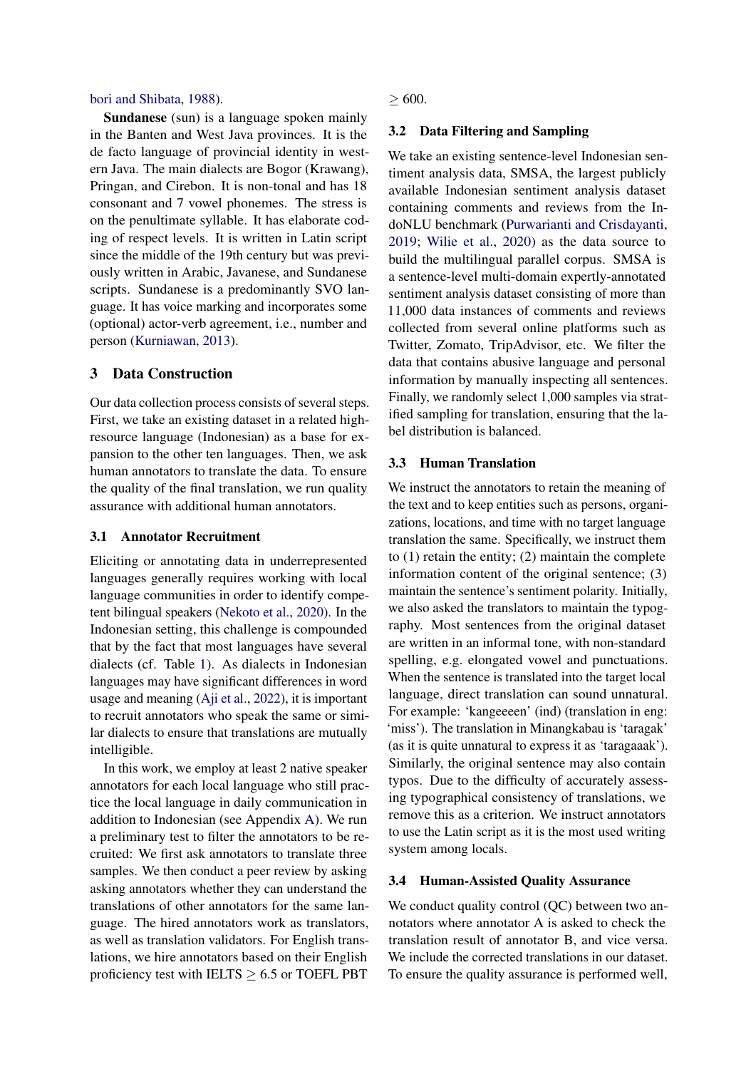bori and Shibata, 1988).

**Sundanese** (sun) is a language spoken mainly in the Banten and West Java provinces. It is the de facto language of provincial identity in western Java. The main dialects are Bogor (Krawang), Pringan, and Cirebon. It is non-tonal and has 18 consonant and 7 vowel phonemes. The stress is on the penultimate syllable. It has elaborate coding of respect levels. It is written in Latin script since the middle of the 19th century but was previously written in Arabic, Javanese, and Sundanese scripts. Sundanese is a predominantly SVO language. It has voice marking and incorporates some (optional) actor-verb agreement, i.e., number and person (Kurniawan, 2013).

## 3 Data Construction

Our data collection process consists of several steps. First, we take an existing dataset in a related high-resource language (Indonesian) as a base for expansion to the other ten languages. Then, we ask human annotators to translate the data. To ensure the quality of the final translation, we run quality assurance with additional human annotators.

### 3.1 Annotator Recruitment

Eliciting or annotating data in underrepresented languages generally requires working with local language communities in order to identify competent bilingual speakers (Nekoto et al., 2020). In the Indonesian setting, this challenge is compounded that by the fact that most languages have several dialects (cf. Table 1). As dialects in Indonesian languages may have significant differences in word usage and meaning (Aji et al., 2022), it is important to recruit annotators who speak the same or similar dialects to ensure that translations are mutually intelligible.

In this work, we employ at least 2 native speaker annotators for each local language who still practice the local language in daily communication in addition to Indonesian (see Appendix A). We run a preliminary test to filter the annotators to be recruited: We first ask annotators to translate three samples. We then conduct a peer review by asking asking annotators whether they can understand the translations of other annotators for the same language. The hired annotators work as translators, as well as translation validators. For English translations, we hire annotators based on their English proficiency test with IELTS $\geq$ 6.5 or TOEFL PBT $\geq$ 600.

### 3.2 Data Filtering and Sampling

We take an existing sentence-level Indonesian sentiment analysis data, SMSA, the largest publicly available Indonesian sentiment analysis dataset containing comments and reviews from the IndoNLU benchmark (Purwarianti and Crisdayanti, 2019; Wilie et al., 2020) as the data source to build the multilingual parallel corpus. SMSA is a sentence-level multi-domain expertly-annotated sentiment analysis dataset consisting of more than 11,000 data instances of comments and reviews collected from several online platforms such as Twitter, Zomato, TripAdvisor, etc. We filter the data that contains abusive language and personal information by manually inspecting all sentences. Finally, we randomly select 1,000 samples via stratified sampling for translation, ensuring that the label distribution is balanced.

### 3.3 Human Translation

We instruct the annotators to retain the meaning of the text and to keep entities such as persons, organizations, locations, and time with no target language translation the same. Specifically, we instruct them to (1) retain the entity; (2) maintain the complete information content of the original sentence; (3) maintain the sentence's sentiment polarity. Initially, we also asked the translators to maintain the typography. Most sentences from the original dataset are written in an informal tone, with non-standard spelling, e.g. elongated vowel and punctuations. When the sentence is translated into the target local language, direct translation can sound unnatural. For example: 'kangeeeen' (ind) (translation in eng: 'miss'). The translation in Minangkabau is 'taragak' (as it is quite unnatural to express it as 'taragaaak'). Similarly, the original sentence may also contain typos. Due to the difficulty of accurately assessing typographical consistency of translations, we remove this as a criterion. We instruct annotators to use the Latin script as it is the most used writing system among locals.

### 3.4 Human-Assisted Quality Assurance

We conduct quality control (QC) between two annotators where annotator A is asked to check the translation result of annotator B, and vice versa. We include the corrected translations in our dataset. To ensure the quality assurance is performed well,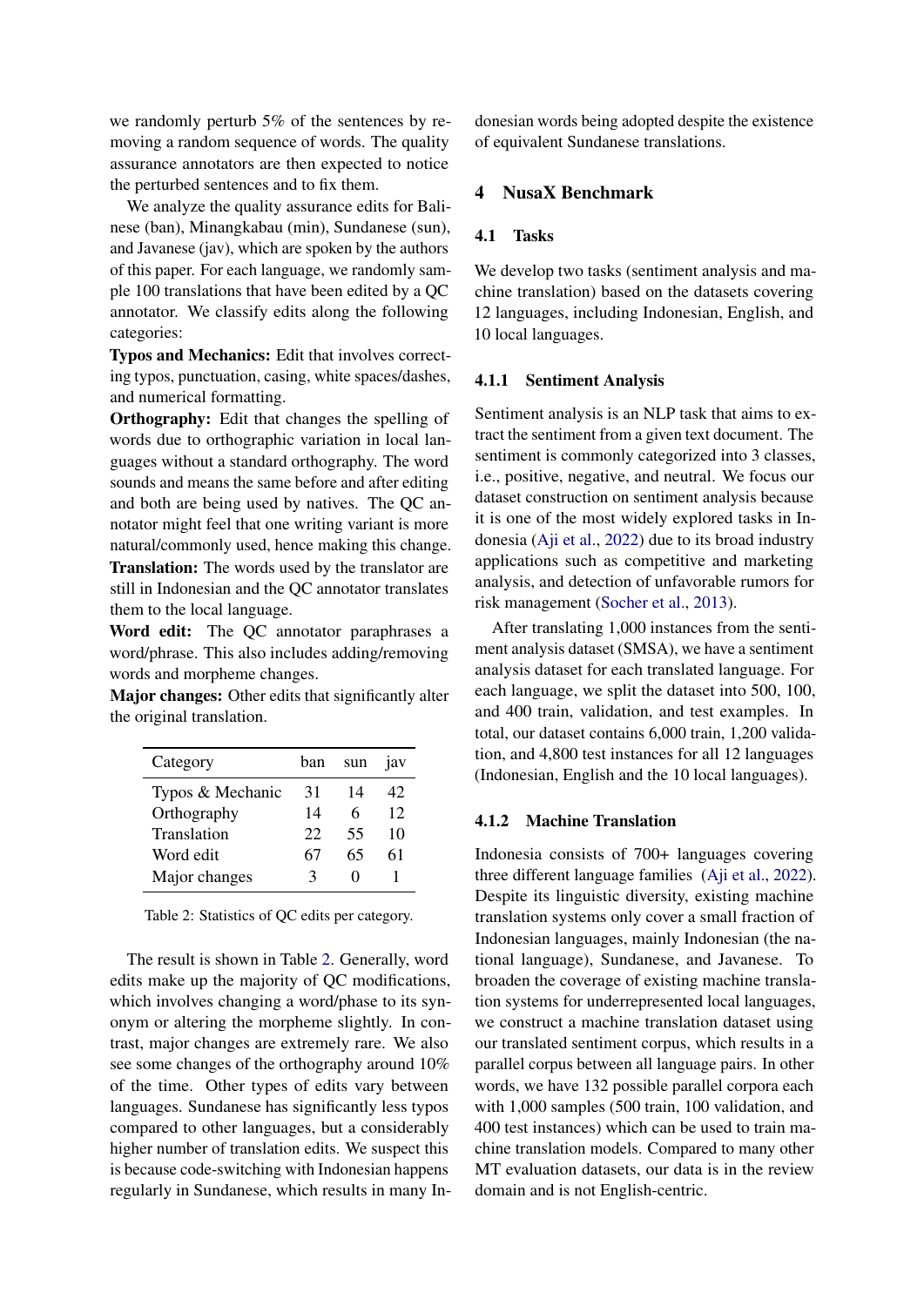we randomly perturb 5% of the sentences by removing a random sequence of words. The quality assurance annotators are then expected to notice the perturbed sentences and to fix them.

We analyze the quality assurance edits for Balinese (ban), Minangkabau (min), Sundanese (sun), and Javanese (jav), which are spoken by the authors of this paper. For each language, we randomly sample 100 translations that have been edited by a QC annotator. We classify edits along the following categories:

**Typos and Mechanics:** Edit that involves correcting typos, punctuation, casing, white spaces/dashes, and numerical formatting.

**Orthography:** Edit that changes the spelling of words due to orthographic variation in local languages without a standard orthography. The word sounds and means the same before and after editing and both are being used by natives. The QC annotator might feel that one writing variant is more natural/commonly used, hence making this change.

**Translation:** The words used by the translator are still in Indonesian and the QC annotator translates them to the local language.

**Word edit:** The QC annotator paraphrases a word/phrase. This also includes adding/removing words and morpheme changes.

**Major changes:** Other edits that significantly alter the original translation.

| Category | ban | sun | jav |
|---|---|---|---|
| Typos & Mechanic | 31 | 14 | 42 |
| Orthography | 14 | 6 | 12 |
| Translation | 22 | 55 | 10 |
| Word edit | 67 | 65 | 61 |
| Major changes | 3 | 0 | 1 |

Table 2: Statistics of QC edits per category.

The result is shown in Table 2. Generally, word edits make up the majority of QC modifications, which involves changing a word/phase to its synonym or altering the morpheme slightly. In contrast, major changes are extremely rare. We also see some changes of the orthography around 10% of the time. Other types of edits vary between languages. Sundanese has significantly less typos compared to other languages, but a considerably higher number of translation edits. We suspect this is because code-switching with Indonesian happens regularly in Sundanese, which results in many Indonesian words being adopted despite the existence of equivalent Sundanese translations.

## 4 NusaX Benchmark

### 4.1 Tasks

We develop two tasks (sentiment analysis and machine translation) based on the datasets covering 12 languages, including Indonesian, English, and 10 local languages.

#### 4.1.1 Sentiment Analysis

Sentiment analysis is an NLP task that aims to extract the sentiment from a given text document. The sentiment is commonly categorized into 3 classes, i.e., positive, negative, and neutral. We focus our dataset construction on sentiment analysis because it is one of the most widely explored tasks in Indonesia (Aji et al., 2022) due to its broad industry applications such as competitive and marketing analysis, and detection of unfavorable rumors for risk management (Socher et al., 2013).

After translating 1,000 instances from the sentiment analysis dataset (SMSA), we have a sentiment analysis dataset for each translated language. For each language, we split the dataset into 500, 100, and 400 train, validation, and test examples. In total, our dataset contains 6,000 train, 1,200 validation, and 4,800 test instances for all 12 languages (Indonesian, English and the 10 local languages).

#### 4.1.2 Machine Translation

Indonesia consists of 700+ languages covering three different language families (Aji et al., 2022). Despite its linguistic diversity, existing machine translation systems only cover a small fraction of Indonesian languages, mainly Indonesian (the national language), Sundanese, and Javanese. To broaden the coverage of existing machine translation systems for underrepresented local languages, we construct a machine translation dataset using our translated sentiment corpus, which results in a parallel corpus between all language pairs. In other words, we have 132 possible parallel corpora each with 1,000 samples (500 train, 100 validation, and 400 test instances) which can be used to train machine translation models. Compared to many other MT evaluation datasets, our data is in the review domain and is not English-centric.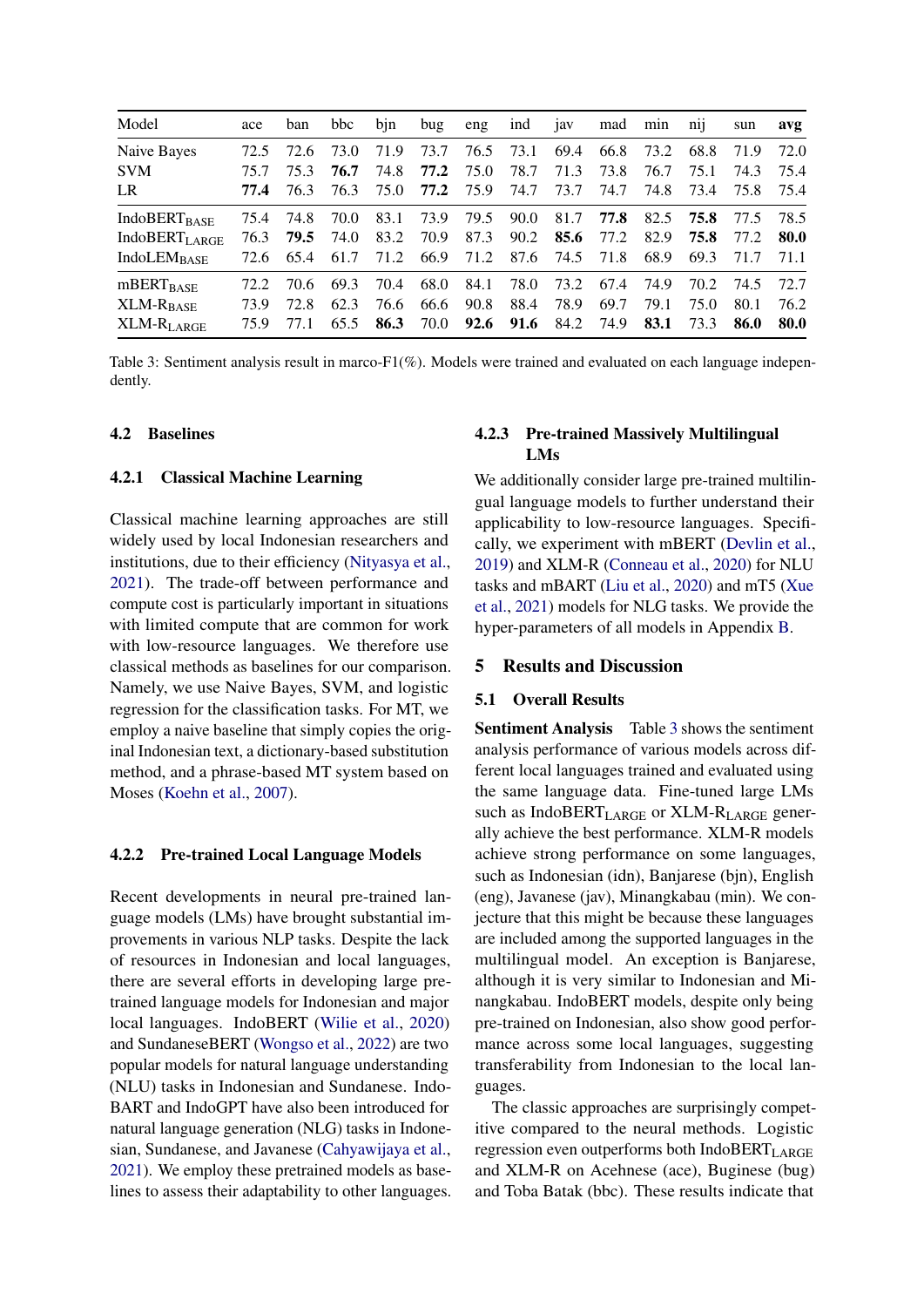| Model | ace | ban | bbc | bjn | bug | eng | ind | jav | mad | min | nij | sun | **avg** |
|---|---|---|---|---|---|---|---|---|---|---|---|---|---|
| Naive Bayes | 72.5 | 72.6 | 73.0 | 71.9 | 73.7 | 76.5 | 73.1 | 69.4 | 66.8 | 73.2 | 68.8 | 71.9 | 72.0 |
| SVM | 75.7 | 75.3 | **76.7** | 74.8 | **77.2** | 75.0 | 78.7 | 71.3 | 73.8 | 76.7 | 75.1 | 74.3 | 75.4 |
| LR | **77.4** | 76.3 | 76.3 | 75.0 | **77.2** | 75.9 | 74.7 | 73.7 | 74.7 | 74.8 | 73.4 | 75.8 | 75.4 |
| IndoBERT$_{\text{BASE}}$ | 75.4 | 74.8 | 70.0 | 83.1 | 73.9 | 79.5 | 90.0 | 81.7 | **77.8** | 82.5 | **75.8** | 77.5 | 78.5 |
| IndoBERT$_{\text{LARGE}}$ | 76.3 | **79.5** | 74.0 | 83.2 | 70.9 | 87.3 | 90.2 | **85.6** | 77.2 | 82.9 | **75.8** | 77.2 | **80.0** |
| IndoLEM$_{\text{BASE}}$ | 72.6 | 65.4 | 61.7 | 71.2 | 66.9 | 71.2 | 87.6 | 74.5 | 71.8 | 68.9 | 69.3 | 71.7 | 71.1 |
| mBERT$_{\text{BASE}}$ | 72.2 | 70.6 | 69.3 | 70.4 | 68.0 | 84.1 | 78.0 | 73.2 | 67.4 | 74.9 | 70.2 | 74.5 | 72.7 |
| XLM-R$_{\text{BASE}}$ | 73.9 | 72.8 | 62.3 | 76.6 | 66.6 | 90.8 | 88.4 | 78.9 | 69.7 | 79.1 | 75.0 | 80.1 | 76.2 |
| XLM-R$_{\text{LARGE}}$ | 75.9 | 77.1 | 65.5 | **86.3** | 70.0 | **92.6** | **91.6** | 84.2 | 74.9 | **83.1** | 73.3 | **86.0** | **80.0** |

Table 3: Sentiment analysis result in marco-F1(%). Models were trained and evaluated on each language independently.

### 4.2 Baselines

#### 4.2.1 Classical Machine Learning

Classical machine learning approaches are still widely used by local Indonesian researchers and institutions, due to their efficiency (Nityasya et al., 2021). The trade-off between performance and compute cost is particularly important in situations with limited compute that are common for work with low-resource languages. We therefore use classical methods as baselines for our comparison. Namely, we use Naive Bayes, SVM, and logistic regression for the classification tasks. For MT, we employ a naive baseline that simply copies the original Indonesian text, a dictionary-based substitution method, and a phrase-based MT system based on Moses (Koehn et al., 2007).

#### 4.2.2 Pre-trained Local Language Models

Recent developments in neural pre-trained language models (LMs) have brought substantial improvements in various NLP tasks. Despite the lack of resources in Indonesian and local languages, there are several efforts in developing large pre-trained language models for Indonesian and major local languages. IndoBERT (Wilie et al., 2020) and SundaneseBERT (Wongso et al., 2022) are two popular models for natural language understanding (NLU) tasks in Indonesian and Sundanese. IndoBART and IndoGPT have also been introduced for natural language generation (NLG) tasks in Indonesian, Sundanese, and Javanese (Cahyawijaya et al., 2021). We employ these pretrained models as baselines to assess their adaptability to other languages.

#### 4.2.3 Pre-trained Massively Multilingual LMs

We additionally consider large pre-trained multilingual language models to further understand their applicability to low-resource languages. Specifically, we experiment with mBERT (Devlin et al., 2019) and XLM-R (Conneau et al., 2020) for NLU tasks and mBART (Liu et al., 2020) and mT5 (Xue et al., 2021) models for NLG tasks. We provide the hyper-parameters of all models in Appendix B.

## 5 Results and Discussion

### 5.1 Overall Results

**Sentiment Analysis** Table 3 shows the sentiment analysis performance of various models across different local languages trained and evaluated using the same language data. Fine-tuned large LMs such as IndoBERT$_{\text{LARGE}}$ or XLM-R$_{\text{LARGE}}$ generally achieve the best performance. XLM-R models achieve strong performance on some languages, such as Indonesian (idn), Banjarese (bjn), English (eng), Javanese (jav), Minangkabau (min). We conjecture that this might be because these languages are included among the supported languages in the multilingual model. An exception is Banjarese, although it is very similar to Indonesian and Minangkabau. IndoBERT models, despite only being pre-trained on Indonesian, also show good performance across some local languages, suggesting transferability from Indonesian to the local languages.

The classic approaches are surprisingly competitive compared to the neural methods. Logistic regression even outperforms both IndoBERT$_{\text{LARGE}}$ and XLM-R on Acehnese (ace), Buginese (bug) and Toba Batak (bbc). These results indicate that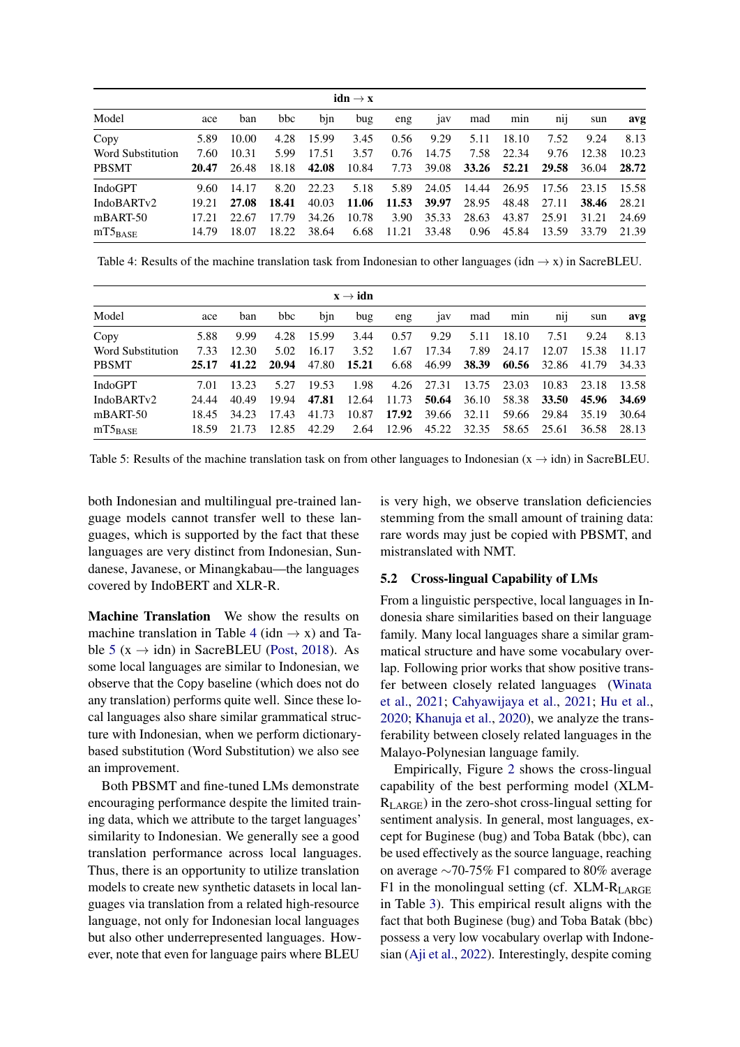| idn → x | | | | | | | | | | | | |
|---|---|---|---|---|---|---|---|---|---|---|---|---|
| Model | ace | ban | bbc | bjn | bug | eng | jav | mad | min | nij | sun | **avg** |
| Copy | 5.89 | 10.00 | 4.28 | 15.99 | 3.45 | 0.56 | 9.29 | 5.11 | 18.10 | 7.52 | 9.24 | 8.13 |
| Word Substitution | 7.60 | 10.31 | 5.99 | 17.51 | 3.57 | 0.76 | 14.75 | 7.58 | 22.34 | 9.76 | 12.38 | 10.23 |
| PBSMT | **20.47** | 26.48 | 18.18 | **42.08** | 10.84 | 7.73 | 39.08 | **33.26** | **52.21** | **29.58** | 36.04 | **28.72** |
| IndoGPT | 9.60 | 14.17 | 8.20 | 22.23 | 5.18 | 5.89 | 24.05 | 14.44 | 26.95 | 17.56 | 23.15 | 15.58 |
| IndoBARTv2 | 19.21 | **27.08** | **18.41** | 40.03 | **11.06** | **11.53** | **39.97** | 28.95 | 48.48 | 27.11 | **38.46** | 28.21 |
| mBART-50 | 17.21 | 22.67 | 17.79 | 34.26 | 10.78 | 3.90 | 35.33 | 28.63 | 43.87 | 25.91 | 31.21 | 24.69 |
| $\text{mT5}_{\text{BASE}}$ | 14.79 | 18.07 | 18.22 | 38.64 | 6.68 | 11.21 | 33.48 | 0.96 | 45.84 | 13.59 | 33.79 | 21.39 |

Table 4: Results of the machine translation task from Indonesian to other languages (idn → x) in SacreBLEU.

| x → idn | | | | | | | | | | | | |
|---|---|---|---|---|---|---|---|---|---|---|---|---|
| Model | ace | ban | bbc | bjn | bug | eng | jav | mad | min | nij | sun | **avg** |
| Copy | 5.88 | 9.99 | 4.28 | 15.99 | 3.44 | 0.57 | 9.29 | 5.11 | 18.10 | 7.51 | 9.24 | 8.13 |
| Word Substitution | 7.33 | 12.30 | 5.02 | 16.17 | 3.52 | 1.67 | 17.34 | 7.89 | 24.17 | 12.07 | 15.38 | 11.17 |
| PBSMT | **25.17** | **41.22** | **20.94** | 47.80 | **15.21** | 6.68 | 46.99 | **38.39** | **60.56** | 32.86 | 41.79 | 34.33 |
| IndoGPT | 7.01 | 13.23 | 5.27 | 19.53 | 1.98 | 4.26 | 27.31 | 13.75 | 23.03 | 10.83 | 23.18 | 13.58 |
| IndoBARTv2 | 24.44 | 40.49 | 19.94 | **47.81** | 12.64 | 11.73 | **50.64** | 36.10 | 58.38 | **33.50** | **45.96** | **34.69** |
| mBART-50 | 18.45 | 34.23 | 17.43 | 41.73 | 10.87 | **17.92** | 39.66 | 32.11 | 59.66 | 29.84 | 35.19 | 30.64 |
| $\text{mT5}_{\text{BASE}}$ | 18.59 | 21.73 | 12.85 | 42.29 | 2.64 | 12.96 | 45.22 | 32.35 | 58.65 | 25.61 | 36.58 | 28.13 |

Table 5: Results of the machine translation task on from other languages to Indonesian (x → idn) in SacreBLEU.

both Indonesian and multilingual pre-trained language models cannot transfer well to these languages, which is supported by the fact that these languages are very distinct from Indonesian, Sundanese, Javanese, or Minangkabau—the languages covered by IndoBERT and XLR-R.

**Machine Translation** We show the results on machine translation in Table 4 (idn → x) and Table 5 (x → idn) in SacreBLEU (Post, 2018). As some local languages are similar to Indonesian, we observe that the Copy baseline (which does not do any translation) performs quite well. Since these local languages also share similar grammatical structure with Indonesian, when we perform dictionary-based substitution (Word Substitution) we also see an improvement.

Both PBSMT and fine-tuned LMs demonstrate encouraging performance despite the limited training data, which we attribute to the target languages' similarity to Indonesian. We generally see a good translation performance across local languages. Thus, there is an opportunity to utilize translation models to create new synthetic datasets in local languages via translation from a related high-resource language, not only for Indonesian local languages but also other underrepresented languages. However, note that even for language pairs where BLEU is very high, we observe translation deficiencies stemming from the small amount of training data: rare words may just be copied with PBSMT, and mistranslated with NMT.

### 5.2 Cross-lingual Capability of LMs

From a linguistic perspective, local languages in Indonesia share similarities based on their language family. Many local languages share a similar grammatical structure and have some vocabulary overlap. Following prior works that show positive transfer between closely related languages (Winata et al., 2021; Cahyawijaya et al., 2021; Hu et al., 2020; Khanuja et al., 2020), we analyze the transferability between closely related languages in the Malayo-Polynesian language family.

Empirically, Figure 2 shows the cross-lingual capability of the best performing model ($\text{XLM-R}_{\text{LARGE}}$) in the zero-shot cross-lingual setting for sentiment analysis. In general, most languages, except for Buginese (bug) and Toba Batak (bbc), can be used effectively as the source language, reaching on average ∼70-75% F1 compared to 80% average F1 in the monolingual setting (cf. $\text{XLM-R}_{\text{LARGE}}$ in Table 3). This empirical result aligns with the fact that both Buginese (bug) and Toba Batak (bbc) possess a very low vocabulary overlap with Indonesian (Aji et al., 2022). Interestingly, despite coming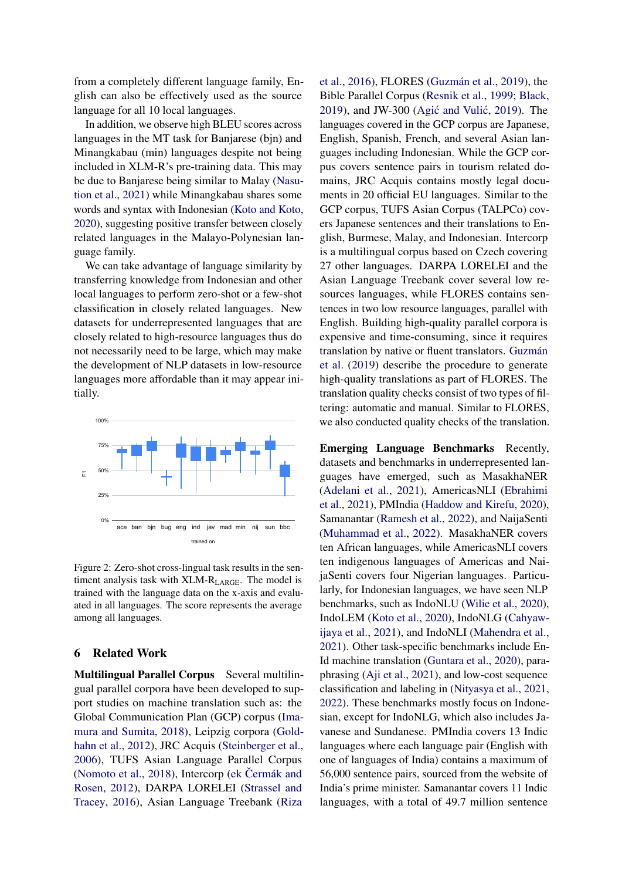from a completely different language family, English can also be effectively used as the source language for all 10 local languages.

In addition, we observe high BLEU scores across languages in the MT task for Banjarese (bjn) and Minangkabau (min) languages despite not being included in XLM-R's pre-training data. This may be due to Banjarese being similar to Malay (Nasution et al., 2021) while Minangkabau shares some words and syntax with Indonesian (Koto and Koto, 2020), suggesting positive transfer between closely related languages in the Malayo-Polynesian language family.

We can take advantage of language similarity by transferring knowledge from Indonesian and other local languages to perform zero-shot or a few-shot classification in closely related languages. New datasets for underrepresented languages that are closely related to high-resource languages thus do not necessarily need to be large, which may make the development of NLP datasets in low-resource languages more affordable than it may appear initially.

Figure 2: Zero-shot cross-lingual task results in the sentiment analysis task with XLM-R$_{\text{LARGE}}$. The model is trained with the language data on the x-axis and evaluated in all languages. The score represents the average among all languages.

## 6 Related Work

**Multilingual Parallel Corpus** Several multilingual parallel corpora have been developed to support studies on machine translation such as: the Global Communication Plan (GCP) corpus (Imamura and Sumita, 2018), Leipzig corpora (Goldhahn et al., 2012), JRC Acquis (Steinberger et al., 2006), TUFS Asian Language Parallel Corpus (Nomoto et al., 2018), Intercorp (ek Čermák and Rosen, 2012), DARPA LORELEI (Strassel and Tracey, 2016), Asian Language Treebank (Riza et al., 2016), FLORES (Guzmán et al., 2019), the Bible Parallel Corpus (Resnik et al., 1999; Black, 2019), and JW-300 (Agić and Vulić, 2019). The languages covered in the GCP corpus are Japanese, English, Spanish, French, and several Asian languages including Indonesian. While the GCP corpus covers sentence pairs in tourism related domains, JRC Acquis contains mostly legal documents in 20 official EU languages. Similar to the GCP corpus, TUFS Asian Corpus (TALPCo) covers Japanese sentences and their translations to English, Burmese, Malay, and Indonesian. Intercorp is a multilingual corpus based on Czech covering 27 other languages. DARPA LORELEI and the Asian Language Treebank cover several low resources languages, while FLORES contains sentences in two low resource languages, parallel with English. Building high-quality parallel corpora is expensive and time-consuming, since it requires translation by native or fluent translators. Guzmán et al. (2019) describe the procedure to generate high-quality translations as part of FLORES. The translation quality checks consist of two types of filtering: automatic and manual. Similar to FLORES, we also conducted quality checks of the translation.

**Emerging Language Benchmarks** Recently, datasets and benchmarks in underrepresented languages have emerged, such as MasakhaNER (Adelani et al., 2021), AmericasNLI (Ebrahimi et al., 2021), PMIndia (Haddow and Kirefu, 2020), Samanantar (Ramesh et al., 2022), and NaijaSenti (Muhammad et al., 2022). MasakhaNER covers ten African languages, while AmericasNLI covers ten indigenous languages of Americas and NaijaSenti covers four Nigerian languages. Particularly, for Indonesian languages, we have seen NLP benchmarks, such as IndoNLU (Wilie et al., 2020), IndoLEM (Koto et al., 2020), IndoNLG (Cahyawijaya et al., 2021), and IndoNLI (Mahendra et al., 2021). Other task-specific benchmarks include En-Id machine translation (Guntara et al., 2020), paraphrasing (Aji et al., 2021), and low-cost sequence classification and labeling in (Nityasya et al., 2021, 2022). These benchmarks mostly focus on Indonesian, except for IndoNLG, which also includes Javanese and Sundanese. PMIndia covers 13 Indic languages where each language pair (English with one of languages of India) contains a maximum of 56,000 sentence pairs, sourced from the website of India's prime minister. Samanantar covers 11 Indic languages, with a total of 49.7 million sentence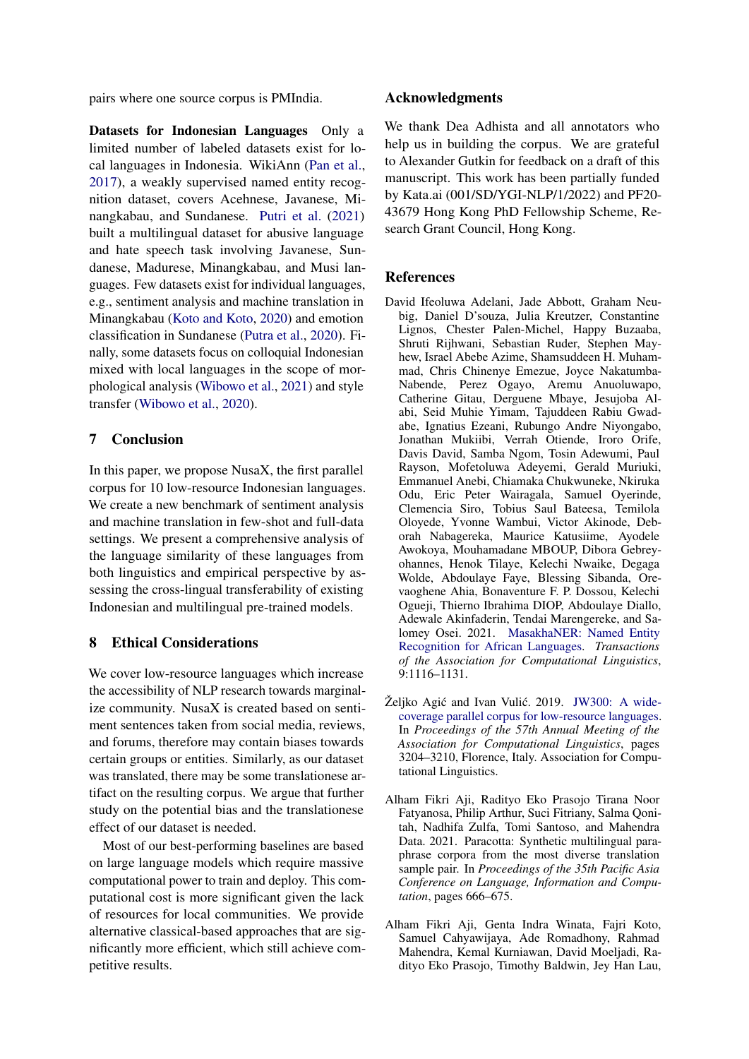pairs where one source corpus is PMIndia.

**Datasets for Indonesian Languages** Only a limited number of labeled datasets exist for local languages in Indonesia. WikiAnn (Pan et al., 2017), a weakly supervised named entity recognition dataset, covers Acehnese, Javanese, Minangkabau, and Sundanese. Putri et al. (2021) built a multilingual dataset for abusive language and hate speech task involving Javanese, Sundanese, Madurese, Minangkabau, and Musi languages. Few datasets exist for individual languages, e.g., sentiment analysis and machine translation in Minangkabau (Koto and Koto, 2020) and emotion classification in Sundanese (Putra et al., 2020). Finally, some datasets focus on colloquial Indonesian mixed with local languages in the scope of morphological analysis (Wibowo et al., 2021) and style transfer (Wibowo et al., 2020).

## 7 Conclusion

In this paper, we propose NusaX, the first parallel corpus for 10 low-resource Indonesian languages. We create a new benchmark of sentiment analysis and machine translation in few-shot and full-data settings. We present a comprehensive analysis of the language similarity of these languages from both linguistics and empirical perspective by assessing the cross-lingual transferability of existing Indonesian and multilingual pre-trained models.

## 8 Ethical Considerations

We cover low-resource languages which increase the accessibility of NLP research towards marginalize community. NusaX is created based on sentiment sentences taken from social media, reviews, and forums, therefore may contain biases towards certain groups or entities. Similarly, as our dataset was translated, there may be some translationese artifact on the resulting corpus. We argue that further study on the potential bias and the translationese effect of our dataset is needed.

Most of our best-performing baselines are based on large language models which require massive computational power to train and deploy. This computational cost is more significant given the lack of resources for local communities. We provide alternative classical-based approaches that are significantly more efficient, which still achieve competitive results.

## Acknowledgments

We thank Dea Adhista and all annotators who help us in building the corpus. We are grateful to Alexander Gutkin for feedback on a draft of this manuscript. This work has been partially funded by Kata.ai (001/SD/YGI-NLP/1/2022) and PF20-43679 Hong Kong PhD Fellowship Scheme, Research Grant Council, Hong Kong.

## References

David Ifeoluwa Adelani, Jade Abbott, Graham Neubig, Daniel D'souza, Julia Kreutzer, Constantine Lignos, Chester Palen-Michel, Happy Buzaaba, Shruti Rijhwani, Sebastian Ruder, Stephen Mayhew, Israel Abebe Azime, Shamsuddeen H. Muhammad, Chris Chinenye Emezue, Joyce Nakatumba-Nabende, Perez Ogayo, Aremu Anuoluwapo, Catherine Gitau, Derguene Mbaye, Jesujoba Alabi, Seid Muhie Yimam, Tajuddeen Rabiu Gwadabe, Ignatius Ezeani, Rubungo Andre Niyongabo, Jonathan Mukiibi, Verrah Otiende, Iroro Orife, Davis David, Samba Ngom, Tosin Adewumi, Paul Rayson, Mofetoluwa Adeyemi, Gerald Muriuki, Emmanuel Anebi, Chiamaka Chukwuneke, Nkiruka Odu, Eric Peter Wairagala, Samuel Oyerinde, Clemencia Siro, Tobius Saul Bateesa, Temilola Oloyede, Yvonne Wambui, Victor Akinode, Deborah Nabagereka, Maurice Katusiime, Ayodele Awokoya, Mouhamadane MBOUP, Dibora Gebreyohannes, Henok Tilaye, Kelechi Nwaike, Degaga Wolde, Abdoulaye Faye, Blessing Sibanda, Orevaoghene Ahia, Bonaventure F. P. Dossou, Kelechi Ogueji, Thierno Ibrahima DIOP, Abdoulaye Diallo, Adewale Akinfaderin, Tendai Marengereke, and Salomey Osei. 2021. MasakhaNER: Named Entity Recognition for African Languages. *Transactions of the Association for Computational Linguistics*, 9:1116–1131.

Željko Agić and Ivan Vulić. 2019. JW300: A wide-coverage parallel corpus for low-resource languages. In *Proceedings of the 57th Annual Meeting of the Association for Computational Linguistics*, pages 3204–3210, Florence, Italy. Association for Computational Linguistics.

Alham Fikri Aji, Radityo Eko Prasojo Tirana Noor Fatyanosa, Philip Arthur, Suci Fitriany, Salma Qonitah, Nadhifa Zulfa, Tomi Santoso, and Mahendra Data. 2021. Paracotta: Synthetic multilingual paraphrase corpora from the most diverse translation sample pair. In *Proceedings of the 35th Pacific Asia Conference on Language, Information and Computation*, pages 666–675.

Alham Fikri Aji, Genta Indra Winata, Fajri Koto, Samuel Cahyawijaya, Ade Romadhony, Rahmad Mahendra, Kemal Kurniawan, David Moeljadi, Radityo Eko Prasojo, Timothy Baldwin, Jey Han Lau,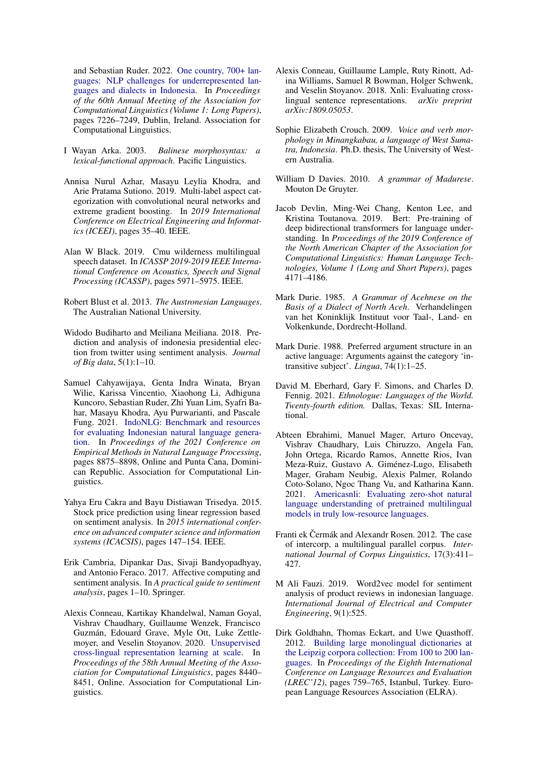and Sebastian Ruder. 2022. One country, 700+ languages: NLP challenges for underrepresented languages and dialects in Indonesia. In *Proceedings of the 60th Annual Meeting of the Association for Computational Linguistics (Volume 1: Long Papers)*, pages 7226–7249, Dublin, Ireland. Association for Computational Linguistics.

I Wayan Arka. 2003. *Balinese morphosyntax: a lexical-functional approach*. Pacific Linguistics.

Annisa Nurul Azhar, Masayu Leylia Khodra, and Arie Pratama Sutiono. 2019. Multi-label aspect categorization with convolutional neural networks and extreme gradient boosting. In *2019 International Conference on Electrical Engineering and Informatics (ICEEI)*, pages 35–40. IEEE.

Alan W Black. 2019. Cmu wilderness multilingual speech dataset. In *ICASSP 2019-2019 IEEE International Conference on Acoustics, Speech and Signal Processing (ICASSP)*, pages 5971–5975. IEEE.

Robert Blust et al. 2013. *The Austronesian Languages*. The Australian National University.

Widodo Budiharto and Meiliana Meiliana. 2018. Prediction and analysis of indonesia presidential election from twitter using sentiment analysis. *Journal of Big data*, 5(1):1–10.

Samuel Cahyawijaya, Genta Indra Winata, Bryan Wilie, Karissa Vincentio, Xiaohong Li, Adhiguna Kuncoro, Sebastian Ruder, Zhi Yuan Lim, Syafri Bahar, Masayu Khodra, Ayu Purwarianti, and Pascale Fung. 2021. IndoNLG: Benchmark and resources for evaluating Indonesian natural language generation. In *Proceedings of the 2021 Conference on Empirical Methods in Natural Language Processing*, pages 8875–8898, Online and Punta Cana, Dominican Republic. Association for Computational Linguistics.

Yahya Eru Cakra and Bayu Distiawan Trisedya. 2015. Stock price prediction using linear regression based on sentiment analysis. In *2015 international conference on advanced computer science and information systems (ICACSIS)*, pages 147–154. IEEE.

Erik Cambria, Dipankar Das, Sivaji Bandyopadhyay, and Antonio Feraco. 2017. Affective computing and sentiment analysis. In *A practical guide to sentiment analysis*, pages 1–10. Springer.

Alexis Conneau, Kartikay Khandelwal, Naman Goyal, Vishrav Chaudhary, Guillaume Wenzek, Francisco Guzmán, Edouard Grave, Myle Ott, Luke Zettlemoyer, and Veselin Stoyanov. 2020. Unsupervised cross-lingual representation learning at scale. In *Proceedings of the 58th Annual Meeting of the Association for Computational Linguistics*, pages 8440–8451, Online. Association for Computational Linguistics.

Alexis Conneau, Guillaume Lample, Ruty Rinott, Adina Williams, Samuel R Bowman, Holger Schwenk, and Veselin Stoyanov. 2018. Xnli: Evaluating cross-lingual sentence representations. *arXiv preprint arXiv:1809.05053*.

Sophie Elizabeth Crouch. 2009. *Voice and verb morphology in Minangkabau, a language of West Sumatra, Indonesia*. Ph.D. thesis, The University of Western Australia.

William D Davies. 2010. *A grammar of Madurese*. Mouton De Gruyter.

Jacob Devlin, Ming-Wei Chang, Kenton Lee, and Kristina Toutanova. 2019. Bert: Pre-training of deep bidirectional transformers for language understanding. In *Proceedings of the 2019 Conference of the North American Chapter of the Association for Computational Linguistics: Human Language Technologies, Volume 1 (Long and Short Papers)*, pages 4171–4186.

Mark Durie. 1985. *A Grammar of Acehnese on the Basis of a Dialect of North Aceh*. Verhandelingen van het Koninklijk Instituut voor Taal-, Land- en Volkenkunde, Dordrecht-Holland.

Mark Durie. 1988. Preferred argument structure in an active language: Arguments against the category 'intransitive subject'. *Lingua*, 74(1):1–25.

David M. Eberhard, Gary F. Simons, and Charles D. Fennig. 2021. *Ethnologue: Languages of the World. Twenty-fourth edition.* Dallas, Texas: SIL International.

Abteen Ebrahimi, Manuel Mager, Arturo Oncevay, Vishrav Chaudhary, Luis Chiruzzo, Angela Fan, John Ortega, Ricardo Ramos, Annette Rios, Ivan Meza-Ruiz, Gustavo A. Giménez-Lugo, Elisabeth Mager, Graham Neubig, Alexis Palmer, Rolando Coto-Solano, Ngoc Thang Vu, and Katharina Kann. 2021. Americasnli: Evaluating zero-shot natural language understanding of pretrained multilingual models in truly low-resource languages.

Franti ek Čermák and Alexandr Rosen. 2012. The case of intercorp, a multilingual parallel corpus. *International Journal of Corpus Linguistics*, 17(3):411–427.

M Ali Fauzi. 2019. Word2vec model for sentiment analysis of product reviews in indonesian language. *International Journal of Electrical and Computer Engineering*, 9(1):525.

Dirk Goldhahn, Thomas Eckart, and Uwe Quasthoff. 2012. Building large monolingual dictionaries at the Leipzig corpora collection: From 100 to 200 languages. In *Proceedings of the Eighth International Conference on Language Resources and Evaluation (LREC'12)*, pages 759–765, Istanbul, Turkey. European Language Resources Association (ELRA).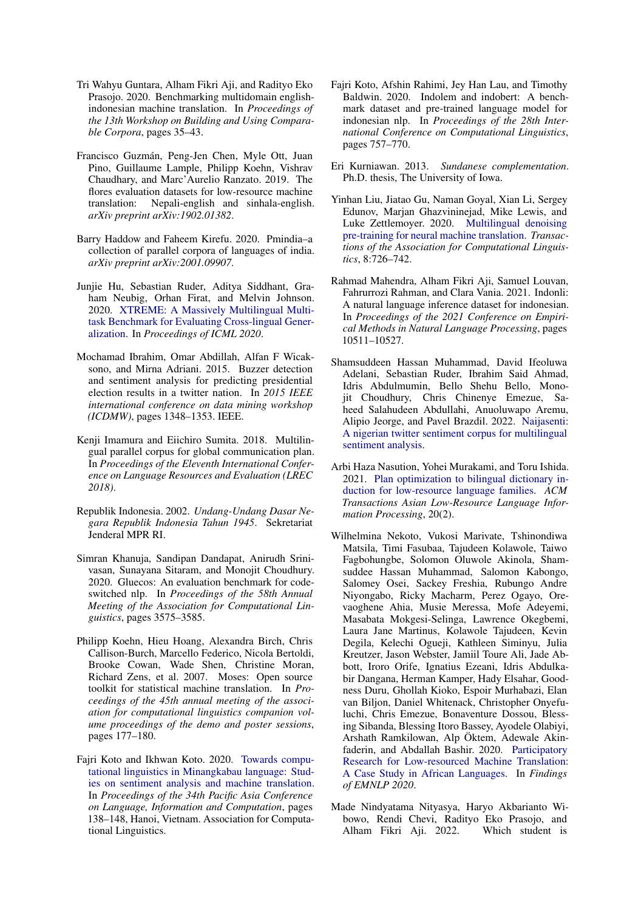Tri Wahyu Guntara, Alham Fikri Aji, and Radityo Eko Prasojo. 2020. Benchmarking multidomain english-indonesian machine translation. In *Proceedings of the 13th Workshop on Building and Using Comparable Corpora*, pages 35–43.

Francisco Guzmán, Peng-Jen Chen, Myle Ott, Juan Pino, Guillaume Lample, Philipp Koehn, Vishrav Chaudhary, and Marc'Aurelio Ranzato. 2019. The flores evaluation datasets for low-resource machine translation: Nepali-english and sinhala-english. *arXiv preprint arXiv:1902.01382*.

Barry Haddow and Faheem Kirefu. 2020. Pmindia–a collection of parallel corpora of languages of india. *arXiv preprint arXiv:2001.09907*.

Junjie Hu, Sebastian Ruder, Aditya Siddhant, Graham Neubig, Orhan Firat, and Melvin Johnson. 2020. XTREME: A Massively Multilingual Multi-task Benchmark for Evaluating Cross-lingual Generalization. In *Proceedings of ICML 2020*.

Mochamad Ibrahim, Omar Abdillah, Alfan F Wicaksono, and Mirna Adriani. 2015. Buzzer detection and sentiment analysis for predicting presidential election results in a twitter nation. In *2015 IEEE international conference on data mining workshop (ICDMW)*, pages 1348–1353. IEEE.

Kenji Imamura and Eiichiro Sumita. 2018. Multilingual parallel corpus for global communication plan. In *Proceedings of the Eleventh International Conference on Language Resources and Evaluation (LREC 2018)*.

Republik Indonesia. 2002. *Undang-Undang Dasar Negara Republik Indonesia Tahun 1945*. Sekretariat Jenderal MPR RI.

Simran Khanuja, Sandipan Dandapat, Anirudh Srinivasan, Sunayana Sitaram, and Monojit Choudhury. 2020. Gluecos: An evaluation benchmark for code-switched nlp. In *Proceedings of the 58th Annual Meeting of the Association for Computational Linguistics*, pages 3575–3585.

Philipp Koehn, Hieu Hoang, Alexandra Birch, Chris Callison-Burch, Marcello Federico, Nicola Bertoldi, Brooke Cowan, Wade Shen, Christine Moran, Richard Zens, et al. 2007. Moses: Open source toolkit for statistical machine translation. In *Proceedings of the 45th annual meeting of the association for computational linguistics companion volume proceedings of the demo and poster sessions*, pages 177–180.

Fajri Koto and Ikhwan Koto. 2020. Towards computational linguistics in Minangkabau language: Studies on sentiment analysis and machine translation. In *Proceedings of the 34th Pacific Asia Conference on Language, Information and Computation*, pages 138–148, Hanoi, Vietnam. Association for Computational Linguistics.

Fajri Koto, Afshin Rahimi, Jey Han Lau, and Timothy Baldwin. 2020. Indolem and indobert: A benchmark dataset and pre-trained language model for indonesian nlp. In *Proceedings of the 28th International Conference on Computational Linguistics*, pages 757–770.

Eri Kurniawan. 2013. *Sundanese complementation*. Ph.D. thesis, The University of Iowa.

Yinhan Liu, Jiatao Gu, Naman Goyal, Xian Li, Sergey Edunov, Marjan Ghazvininejad, Mike Lewis, and Luke Zettlemoyer. 2020. Multilingual denoising pre-training for neural machine translation. *Transactions of the Association for Computational Linguistics*, 8:726–742.

Rahmad Mahendra, Alham Fikri Aji, Samuel Louvan, Fahrurrozi Rahman, and Clara Vania. 2021. Indonli: A natural language inference dataset for indonesian. In *Proceedings of the 2021 Conference on Empirical Methods in Natural Language Processing*, pages 10511–10527.

Shamsuddeen Hassan Muhammad, David Ifeoluwa Adelani, Sebastian Ruder, Ibrahim Said Ahmad, Idris Abdulmumin, Bello Shehu Bello, Monojit Choudhury, Chris Chinenye Emezue, Saheed Salahudeen Abdullahi, Anuoluwapo Aremu, Alipio Jeorge, and Pavel Brazdil. 2022. Naijasenti: A nigerian twitter sentiment corpus for multilingual sentiment analysis.

Arbi Haza Nasution, Yohei Murakami, and Toru Ishida. 2021. Plan optimization to bilingual dictionary induction for low-resource language families. *ACM Transactions Asian Low-Resource Language Information Processing*, 20(2).

Wilhelmina Nekoto, Vukosi Marivate, Tshinondiwa Matsila, Timi Fasubaa, Tajudeen Kolawole, Taiwo Fagbohungbe, Solomon Oluwole Akinola, Shamsuddee Hassan Muhammad, Salomon Kabongo, Salomey Osei, Sackey Freshia, Rubungo Andre Niyongabo, Ricky Macharm, Perez Ogayo, Orevaoghene Ahia, Musie Meressa, Mofe Adeyemi, Masabata Mokgesi-Selinga, Lawrence Okegbemi, Laura Jane Martinus, Kolawole Tajudeen, Kevin Degila, Kelechi Ogueji, Kathleen Siminyu, Julia Kreutzer, Jason Webster, Jamiil Toure Ali, Jade Abbott, Iroro Orife, Ignatius Ezeani, Idris Abdulkabir Dangana, Herman Kamper, Hady Elsahar, Goodness Duru, Ghollah Kioko, Espoir Murhabazi, Elan van Biljon, Daniel Whitenack, Christopher Onyefuluchi, Chris Emezue, Bonaventure Dossou, Blessing Sibanda, Blessing Itoro Bassey, Ayodele Olabiyi, Arshath Ramkilowan, Alp Öktem, Adewale Akinfaderin, and Abdallah Bashir. 2020. Participatory Research for Low-resourced Machine Translation: A Case Study in African Languages. In *Findings of EMNLP 2020*.

Made Nindyatama Nityasya, Haryo Akbarianto Wibowo, Rendi Chevi, Radityo Eko Prasojo, and Alham Fikri Aji. 2022. Which student is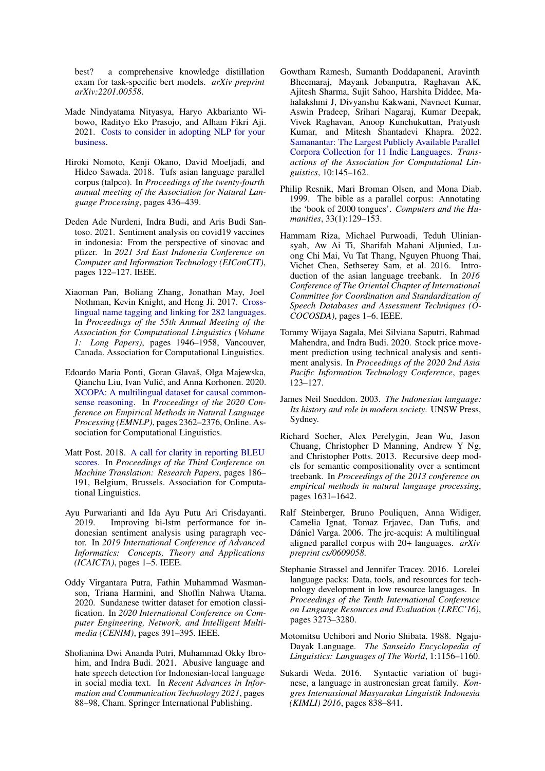best? a comprehensive knowledge distillation exam for task-specific bert models. *arXiv preprint arXiv:2201.00558*.

Made Nindyatama Nityasya, Haryo Akbarianto Wibowo, Radityo Eko Prasojo, and Alham Fikri Aji. 2021. Costs to consider in adopting NLP for your business.

Hiroki Nomoto, Kenji Okano, David Moeljadi, and Hideo Sawada. 2018. Tufs asian language parallel corpus (talpco). In *Proceedings of the twenty-fourth annual meeting of the Association for Natural Language Processing*, pages 436–439.

Deden Ade Nurdeni, Indra Budi, and Aris Budi Santoso. 2021. Sentiment analysis on covid19 vaccines in indonesia: From the perspective of sinovac and pfizer. In *2021 3rd East Indonesia Conference on Computer and Information Technology (EIConCIT)*, pages 122–127. IEEE.

Xiaoman Pan, Boliang Zhang, Jonathan May, Joel Nothman, Kevin Knight, and Heng Ji. 2017. Cross-lingual name tagging and linking for 282 languages. In *Proceedings of the 55th Annual Meeting of the Association for Computational Linguistics (Volume 1: Long Papers)*, pages 1946–1958, Vancouver, Canada. Association for Computational Linguistics.

Edoardo Maria Ponti, Goran Glavaš, Olga Majewska, Qianchu Liu, Ivan Vulić, and Anna Korhonen. 2020. XCOPA: A multilingual dataset for causal commonsense reasoning. In *Proceedings of the 2020 Conference on Empirical Methods in Natural Language Processing (EMNLP)*, pages 2362–2376, Online. Association for Computational Linguistics.

Matt Post. 2018. A call for clarity in reporting BLEU scores. In *Proceedings of the Third Conference on Machine Translation: Research Papers*, pages 186–191, Belgium, Brussels. Association for Computational Linguistics.

Ayu Purwarianti and Ida Ayu Putu Ari Crisdayanti. 2019. Improving bi-lstm performance for indonesian sentiment analysis using paragraph vector. In *2019 International Conference of Advanced Informatics: Concepts, Theory and Applications (ICAICTA)*, pages 1–5. IEEE.

Oddy Virgantara Putra, Fathin Muhammad Wasmanson, Triana Harmini, and Shoffin Nahwa Utama. 2020. Sundanese twitter dataset for emotion classification. In *2020 International Conference on Computer Engineering, Network, and Intelligent Multimedia (CENIM)*, pages 391–395. IEEE.

Shofianina Dwi Ananda Putri, Muhammad Okky Ibrohim, and Indra Budi. 2021. Abusive language and hate speech detection for Indonesian-local language in social media text. In *Recent Advances in Information and Communication Technology 2021*, pages 88–98, Cham. Springer International Publishing.

Gowtham Ramesh, Sumanth Doddapaneni, Aravinth Bheemaraj, Mayank Jobanputra, Raghavan AK, Ajitesh Sharma, Sujit Sahoo, Harshita Diddee, Mahalakshmi J, Divyanshu Kakwani, Navneet Kumar, Aswin Pradeep, Srihari Nagaraj, Kumar Deepak, Vivek Raghavan, Anoop Kunchukuttan, Pratyush Kumar, and Mitesh Shantadevi Khapra. 2022. Samanantar: The Largest Publicly Available Parallel Corpora Collection for 11 Indic Languages. *Transactions of the Association for Computational Linguistics*, 10:145–162.

Philip Resnik, Mari Broman Olsen, and Mona Diab. 1999. The bible as a parallel corpus: Annotating the 'book of 2000 tongues'. *Computers and the Humanities*, 33(1):129–153.

Hammam Riza, Michael Purwoadi, Teduh Uliniansyah, Aw Ai Ti, Sharifah Mahani Aljunied, Luong Chi Mai, Vu Tat Thang, Nguyen Phuong Thai, Vichet Chea, Sethserey Sam, et al. 2016. Introduction of the asian language treebank. In *2016 Conference of The Oriental Chapter of International Committee for Coordination and Standardization of Speech Databases and Assessment Techniques (O-COCOSDA)*, pages 1–6. IEEE.

Tommy Wijaya Sagala, Mei Silviana Saputri, Rahmad Mahendra, and Indra Budi. 2020. Stock price movement prediction using technical analysis and sentiment analysis. In *Proceedings of the 2020 2nd Asia Pacific Information Technology Conference*, pages 123–127.

James Neil Sneddon. 2003. *The Indonesian language: Its history and role in modern society*. UNSW Press, Sydney.

Richard Socher, Alex Perelygin, Jean Wu, Jason Chuang, Christopher D Manning, Andrew Y Ng, and Christopher Potts. 2013. Recursive deep models for semantic compositionality over a sentiment treebank. In *Proceedings of the 2013 conference on empirical methods in natural language processing*, pages 1631–1642.

Ralf Steinberger, Bruno Pouliquen, Anna Widiger, Camelia Ignat, Tomaz Erjavec, Dan Tufis, and Dániel Varga. 2006. The jrc-acquis: A multilingual aligned parallel corpus with 20+ languages. *arXiv preprint cs/0609058*.

Stephanie Strassel and Jennifer Tracey. 2016. Lorelei language packs: Data, tools, and resources for technology development in low resource languages. In *Proceedings of the Tenth International Conference on Language Resources and Evaluation (LREC'16)*, pages 3273–3280.

Motomitsu Uchibori and Norio Shibata. 1988. Ngaju-Dayak Language. *The Sanseido Encyclopedia of Linguistics: Languages of The World*, 1:1156–1160.

Sukardi Weda. 2016. Syntactic variation of buginese, a language in austronesian great family. *Kongres Internasional Masyarakat Linguistik Indonesia (KIMLI) 2016*, pages 838–841.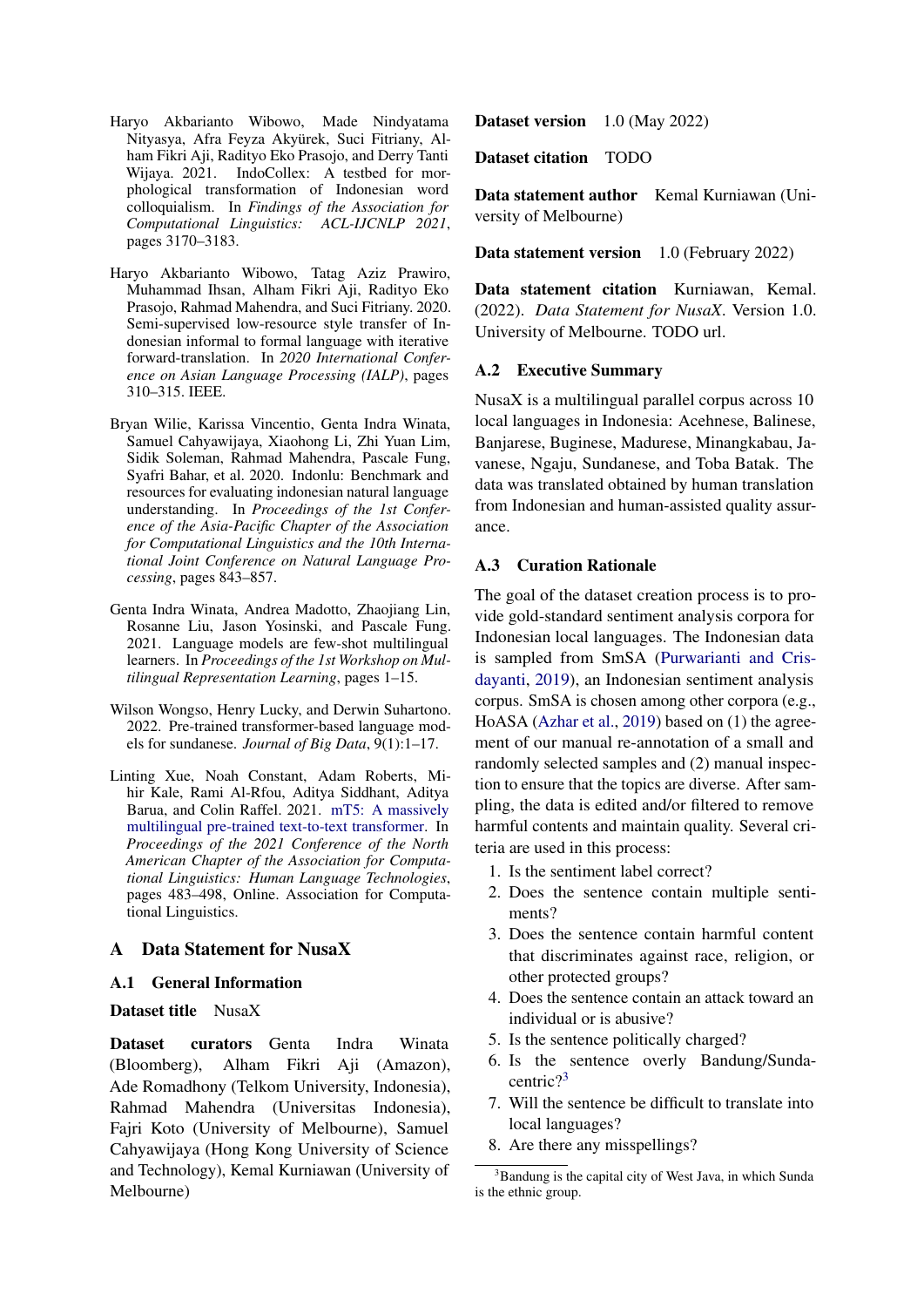Haryo Akbarianto Wibowo, Made Nindyatama Nityasya, Afra Feyza Akyürek, Suci Fitriany, Alham Fikri Aji, Radityo Eko Prasojo, and Derry Tanti Wijaya. 2021. IndoCollex: A testbed for morphological transformation of Indonesian word colloquialism. In *Findings of the Association for Computational Linguistics: ACL-IJCNLP 2021*, pages 3170–3183.

Haryo Akbarianto Wibowo, Tatag Aziz Prawiro, Muhammad Ihsan, Alham Fikri Aji, Radityo Eko Prasojo, Rahmad Mahendra, and Suci Fitriany. 2020. Semi-supervised low-resource style transfer of Indonesian informal to formal language with iterative forward-translation. In *2020 International Conference on Asian Language Processing (IALP)*, pages 310–315. IEEE.

Bryan Wilie, Karissa Vincentio, Genta Indra Winata, Samuel Cahyawijaya, Xiaohong Li, Zhi Yuan Lim, Sidik Soleman, Rahmad Mahendra, Pascale Fung, Syafri Bahar, et al. 2020. Indonlu: Benchmark and resources for evaluating indonesian natural language understanding. In *Proceedings of the 1st Conference of the Asia-Pacific Chapter of the Association for Computational Linguistics and the 10th International Joint Conference on Natural Language Processing*, pages 843–857.

Genta Indra Winata, Andrea Madotto, Zhaojiang Lin, Rosanne Liu, Jason Yosinski, and Pascale Fung. 2021. Language models are few-shot multilingual learners. In *Proceedings of the 1st Workshop on Multilingual Representation Learning*, pages 1–15.

Wilson Wongso, Henry Lucky, and Derwin Suhartono. 2022. Pre-trained transformer-based language models for sundanese. *Journal of Big Data*, 9(1):1–17.

Linting Xue, Noah Constant, Adam Roberts, Mihir Kale, Rami Al-Rfou, Aditya Siddhant, Aditya Barua, and Colin Raffel. 2021. mT5: A massively multilingual pre-trained text-to-text transformer. In *Proceedings of the 2021 Conference of the North American Chapter of the Association for Computational Linguistics: Human Language Technologies*, pages 483–498, Online. Association for Computational Linguistics.

# A Data Statement for NusaX

## A.1 General Information

**Dataset title** NusaX

**Dataset curators** Genta Indra Winata (Bloomberg), Alham Fikri Aji (Amazon), Ade Romadhony (Telkom University, Indonesia), Rahmad Mahendra (Universitas Indonesia), Fajri Koto (University of Melbourne), Samuel Cahyawijaya (Hong Kong University of Science and Technology), Kemal Kurniawan (University of Melbourne)

**Dataset version** 1.0 (May 2022)

**Dataset citation** TODO

**Data statement author** Kemal Kurniawan (University of Melbourne)

**Data statement version** 1.0 (February 2022)

**Data statement citation** Kurniawan, Kemal. (2022). *Data Statement for NusaX*. Version 1.0. University of Melbourne. TODO url.

## A.2 Executive Summary

NusaX is a multilingual parallel corpus across 10 local languages in Indonesia: Acehnese, Balinese, Banjarese, Buginese, Madurese, Minangkabau, Javanese, Ngaju, Sundanese, and Toba Batak. The data was translated obtained by human translation from Indonesian and human-assisted quality assurance.

## A.3 Curation Rationale

The goal of the dataset creation process is to provide gold-standard sentiment analysis corpora for Indonesian local languages. The Indonesian data is sampled from SmSA (Purwarianti and Crisdayanti, 2019), an Indonesian sentiment analysis corpus. SmSA is chosen among other corpora (e.g., HoASA (Azhar et al., 2019) based on (1) the agreement of our manual re-annotation of a small and randomly selected samples and (2) manual inspection to ensure that the topics are diverse. After sampling, the data is edited and/or filtered to remove harmful contents and maintain quality. Several criteria are used in this process:

1. Is the sentiment label correct?
2. Does the sentence contain multiple sentiments?
3. Does the sentence contain harmful content that discriminates against race, religion, or other protected groups?
4. Does the sentence contain an attack toward an individual or is abusive?
5. Is the sentence politically charged?
6. Is the sentence overly Bandung/Sunda-centric?[3]
7. Will the sentence be difficult to translate into local languages?
8. Are there any misspellings?

[3] Bandung is the capital city of West Java, in which Sunda is the ethnic group.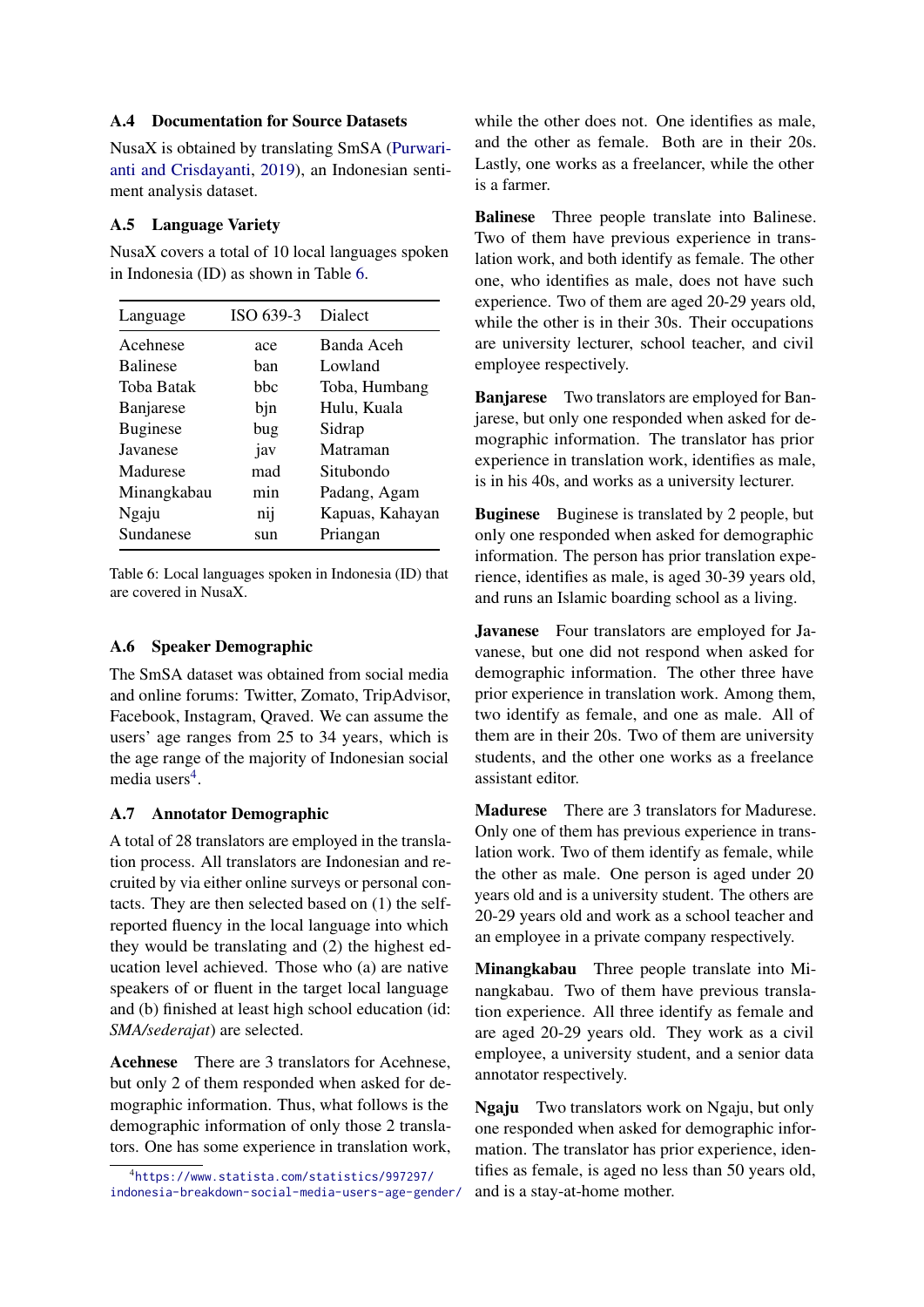### A.4 Documentation for Source Datasets

NusaX is obtained by translating SmSA (Purwarianti and Crisdayanti, 2019), an Indonesian sentiment analysis dataset.

### A.5 Language Variety

NusaX covers a total of 10 local languages spoken in Indonesia (ID) as shown in Table 6.

| Language | ISO 639-3 | Dialect |
|---|---|---|
| Acehnese | ace | Banda Aceh |
| Balinese | ban | Lowland |
| Toba Batak | bbc | Toba, Humbang |
| Banjarese | bjn | Hulu, Kuala |
| Buginese | bug | Sidrap |
| Javanese | jav | Matraman |
| Madurese | mad | Situbondo |
| Minangkabau | min | Padang, Agam |
| Ngaju | nij | Kapuas, Kahayan |
| Sundanese | sun | Priangan |

Table 6: Local languages spoken in Indonesia (ID) that are covered in NusaX.

### A.6 Speaker Demographic

The SmSA dataset was obtained from social media and online forums: Twitter, Zomato, TripAdvisor, Facebook, Instagram, Qraved. We can assume the users' age ranges from 25 to 34 years, which is the age range of the majority of Indonesian social media users[4].

### A.7 Annotator Demographic

A total of 28 translators are employed in the translation process. All translators are Indonesian and recruited by via either online surveys or personal contacts. They are then selected based on (1) the self-reported fluency in the local language into which they would be translating and (2) the highest education level achieved. Those who (a) are native speakers of or fluent in the target local language and (b) finished at least high school education (id: *SMA/sederajat*) are selected.

**Acehnese** There are 3 translators for Acehnese, but only 2 of them responded when asked for demographic information. Thus, what follows is the demographic information of only those 2 translators. One has some experience in translation work, while the other does not. One identifies as male, and the other as female. Both are in their 20s. Lastly, one works as a freelancer, while the other is a farmer.

**Balinese** Three people translate into Balinese. Two of them have previous experience in translation work, and both identify as female. The other one, who identifies as male, does not have such experience. Two of them are aged 20-29 years old, while the other is in their 30s. Their occupations are university lecturer, school teacher, and civil employee respectively.

**Banjarese** Two translators are employed for Banjarese, but only one responded when asked for demographic information. The translator has prior experience in translation work, identifies as male, is in his 40s, and works as a university lecturer.

**Buginese** Buginese is translated by 2 people, but only one responded when asked for demographic information. The person has prior translation experience, identifies as male, is aged 30-39 years old, and runs an Islamic boarding school as a living.

**Javanese** Four translators are employed for Javanese, but one did not respond when asked for demographic information. The other three have prior experience in translation work. Among them, two identify as female, and one as male. All of them are in their 20s. Two of them are university students, and the other one works as a freelance assistant editor.

**Madurese** There are 3 translators for Madurese. Only one of them has previous experience in translation work. Two of them identify as female, while the other as male. One person is aged under 20 years old and is a university student. The others are 20-29 years old and work as a school teacher and an employee in a private company respectively.

**Minangkabau** Three people translate into Minangkabau. Two of them have previous translation experience. All three identify as female and are aged 20-29 years old. They work as a civil employee, a university student, and a senior data annotator respectively.

**Ngaju** Two translators work on Ngaju, but only one responded when asked for demographic information. The translator has prior experience, identifies as female, is aged no less than 50 years old, and is a stay-at-home mother.

[4] https://www.statista.com/statistics/997297/indonesia-breakdown-social-media-users-age-gender/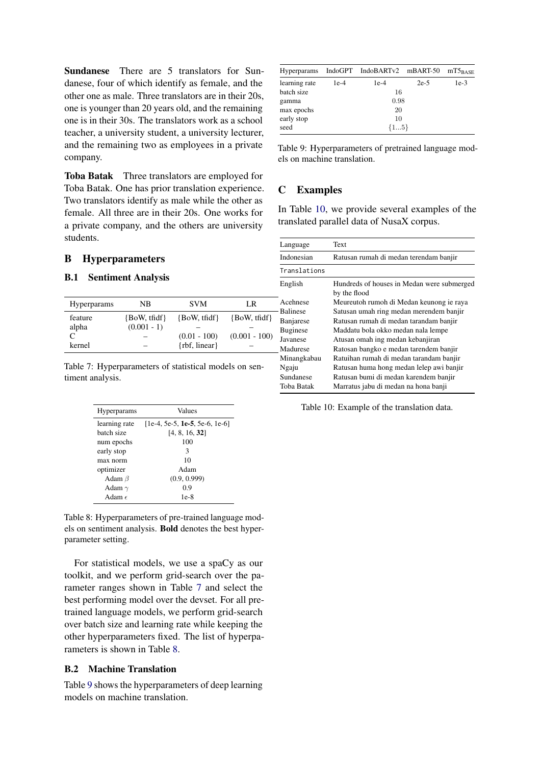**Sundanese** There are 5 translators for Sundanese, four of which identify as female, and the other one as male. Three translators are in their 20s, one is younger than 20 years old, and the remaining one is in their 30s. The translators work as a school teacher, a university student, a university lecturer, and the remaining two as employees in a private company.

**Toba Batak** Three translators are employed for Toba Batak. One has prior translation experience. Two translators identify as male while the other as female. All three are in their 20s. One works for a private company, and the others are university students.

## B Hyperparameters

### B.1 Sentiment Analysis

| Hyperparams | NB | SVM | LR |
|---|---|---|---|
| feature | {BoW, tfidf} | {BoW, tfidf} | {BoW, tfidf} |
| alpha | (0.001 - 1) | – | – |
| C | – | (0.01 - 100) | (0.001 - 100) |
| kernel | – | {rbf, linear} | – |

Table 7: Hyperparameters of statistical models on sentiment analysis.

| Hyperparams | Values |
|---|---|
| learning rate | [1e-4, 5e-5, **1e-5**, 5e-6, 1e-6] |
| batch size | [4, 8, 16, **32**] |
| num epochs | 100 |
| early stop | 3 |
| max norm | 10 |
| optimizer | Adam |
| Adam $\beta$ | (0.9, 0.999) |
| Adam $\gamma$ | 0.9 |
| Adam $\epsilon$ | 1e-8 |

Table 8: Hyperparameters of pre-trained language models on sentiment analysis. **Bold** denotes the best hyperparameter setting.

For statistical models, we use a spaCy as our toolkit, and we perform grid-search over the parameter ranges shown in Table 7 and select the best performing model over the devset. For all pretrained language models, we perform grid-search over batch size and learning rate while keeping the other hyperparameters fixed. The list of hyperparameters is shown in Table 8.

### B.2 Machine Translation

Table 9 shows the hyperparameters of deep learning models on machine translation.

| Hyperparams | IndoGPT | IndoBARTv2 | mBART-50 | $\text{mT5}_{\text{BASE}}$ |
|---|---|---|---|---|
| learning rate | 1e-4 | 1e-4 | 2e-5 | 1e-3 |
| batch size | | 16 | | |
| gamma | | 0.98 | | |
| max epochs | | 20 | | |
| early stop | | 10 | | |
| seed | | {1...5} | | |

Table 9: Hyperparameters of pretrained language models on machine translation.

## C Examples

In Table 10, we provide several examples of the translated parallel data of NusaX corpus.

| Language | Text |
|---|---|
| Indonesian | Ratusan rumah di medan terendam banjir |
| Translations | |
| English | Hundreds of houses in Medan were submerged by the flood |
| Acehnese | Meureutoh rumoh di Medan keunong ie raya |
| Balinese | Satusan umah ring medan merendem banjir |
| Banjarese | Ratusan rumah di medan tarandam banjir |
| Buginese | Maddatu bola okko medan nala lempe |
| Javanese | Atusan omah ing medan kebanjiran |
| Madurese | Ratosan bangko e medan tarendem banjir |
| Minangkabau | Ratuihan rumah di medan tarandam banjir |
| Ngaju | Ratusan huma hong medan lelep awi banjir |
| Sundanese | Ratusan bumi di medan karendem banjir |
| Toba Batak | Marratus jabu di medan na hona banji |

Table 10: Example of the translation data.